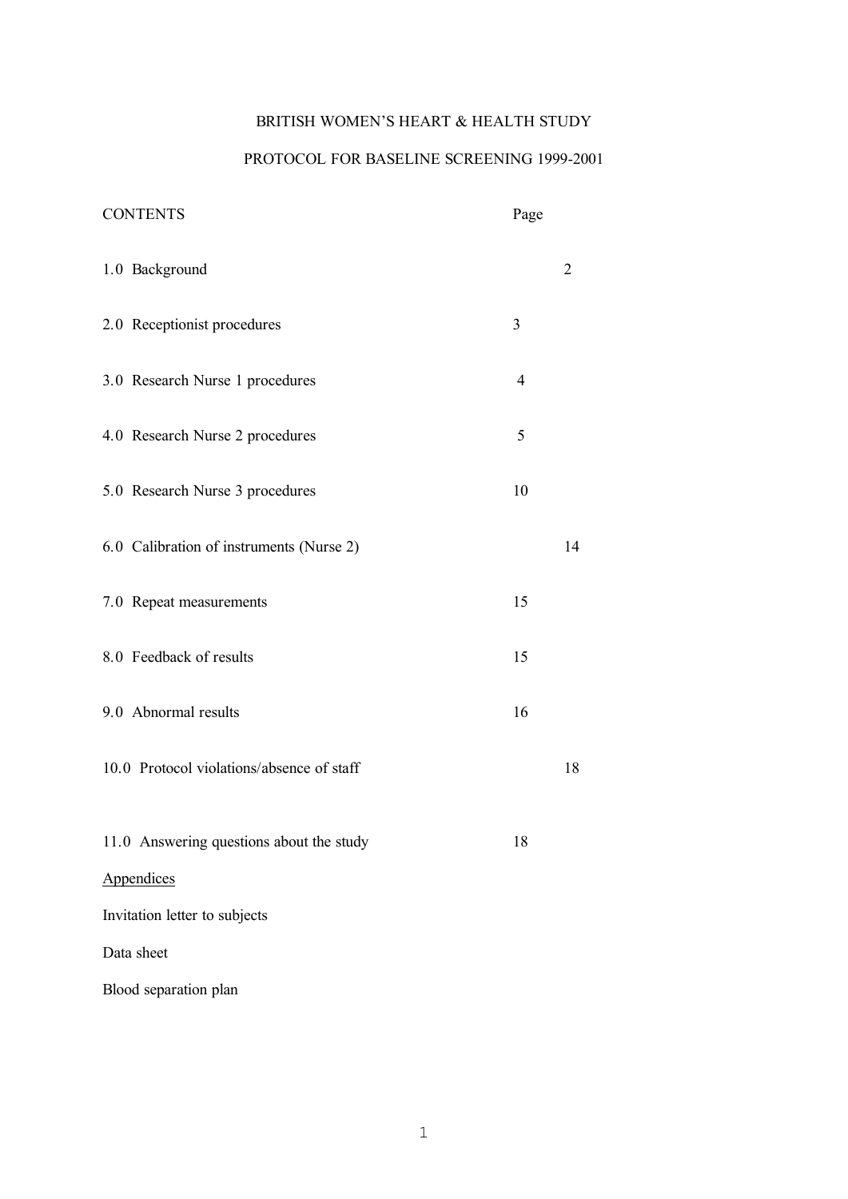BRITISH WOMEN'S HEART & HEALTH STUDY

PROTOCOL FOR BASELINE SCREENING 1999-2001

| CONTENTS | Page |
| --- | --- |
| 1.0 Background | 2 |
| 2.0 Receptionist procedures | 3 |
| 3.0 Research Nurse 1 procedures | 4 |
| 4.0 Research Nurse 2 procedures | 5 |
| 5.0 Research Nurse 3 procedures | 10 |
| 6.0 Calibration of instruments (Nurse 2) | 14 |
| 7.0 Repeat measurements | 15 |
| 8.0 Feedback of results | 15 |
| 9.0 Abnormal results | 16 |
| 10.0 Protocol violations/absence of staff | 18 |
| 11.0 Answering questions about the study | 18 |

<u>Appendices</u>

Invitation letter to subjects

Data sheet

Blood separation plan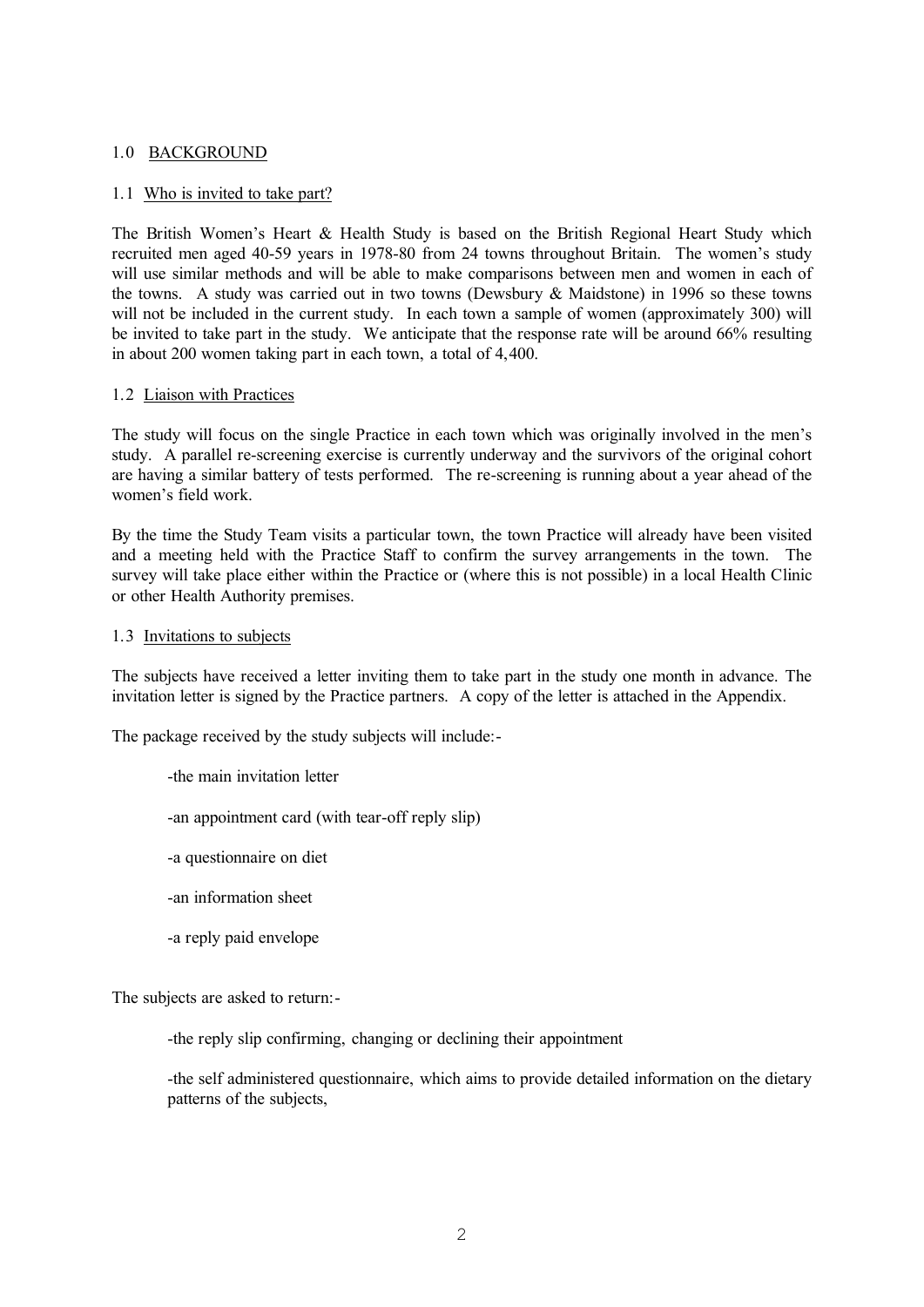## 1.0 BACKGROUND

### 1.1 Who is invited to take part?

The British Women's Heart & Health Study is based on the British Regional Heart Study which recruited men aged 40-59 years in 1978-80 from 24 towns throughout Britain. The women's study will use similar methods and will be able to make comparisons between men and women in each of the towns. A study was carried out in two towns (Dewsbury & Maidstone) in 1996 so these towns will not be included in the current study. In each town a sample of women (approximately 300) will be invited to take part in the study. We anticipate that the response rate will be around 66% resulting in about 200 women taking part in each town, a total of 4,400.

### 1.2 Liaison with Practices

The study will focus on the single Practice in each town which was originally involved in the men's study. A parallel re-screening exercise is currently underway and the survivors of the original cohort are having a similar battery of tests performed. The re-screening is running about a year ahead of the women's field work.

By the time the Study Team visits a particular town, the town Practice will already have been visited and a meeting held with the Practice Staff to confirm the survey arrangements in the town. The survey will take place either within the Practice or (where this is not possible) in a local Health Clinic or other Health Authority premises.

### 1.3 Invitations to subjects

The subjects have received a letter inviting them to take part in the study one month in advance. The invitation letter is signed by the Practice partners. A copy of the letter is attached in the Appendix.

The package received by the study subjects will include:-

- the main invitation letter
- an appointment card (with tear-off reply slip)
- a questionnaire on diet
- an information sheet
- a reply paid envelope

The subjects are asked to return:-

- the reply slip confirming, changing or declining their appointment
- the self administered questionnaire, which aims to provide detailed information on the dietary patterns of the subjects,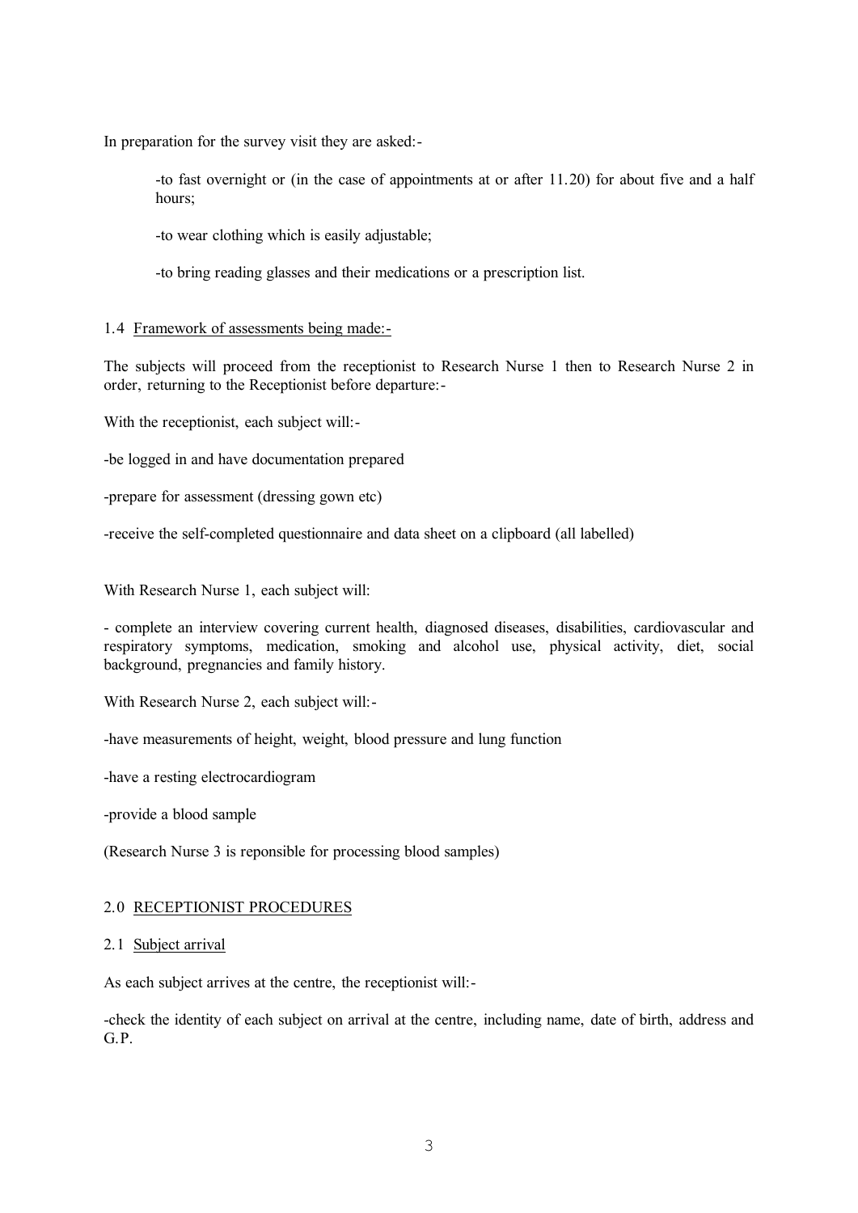In preparation for the survey visit they are asked:-

-to fast overnight or (in the case of appointments at or after 11.20) for about five and a half hours;

-to wear clothing which is easily adjustable;

-to bring reading glasses and their medications or a prescription list.

### 1.4 Framework of assessments being made:-

The subjects will proceed from the receptionist to Research Nurse 1 then to Research Nurse 2 in order, returning to the Receptionist before departure:-

With the receptionist, each subject will:-

-be logged in and have documentation prepared

-prepare for assessment (dressing gown etc)

-receive the self-completed questionnaire and data sheet on a clipboard (all labelled)

With Research Nurse 1, each subject will:

- complete an interview covering current health, diagnosed diseases, disabilities, cardiovascular and respiratory symptoms, medication, smoking and alcohol use, physical activity, diet, social background, pregnancies and family history.

With Research Nurse 2, each subject will:-

-have measurements of height, weight, blood pressure and lung function

-have a resting electrocardiogram

-provide a blood sample

(Research Nurse 3 is reponsible for processing blood samples)

## 2.0 RECEPTIONIST PROCEDURES

### 2.1 Subject arrival

As each subject arrives at the centre, the receptionist will:-

-check the identity of each subject on arrival at the centre, including name, date of birth, address and G.P.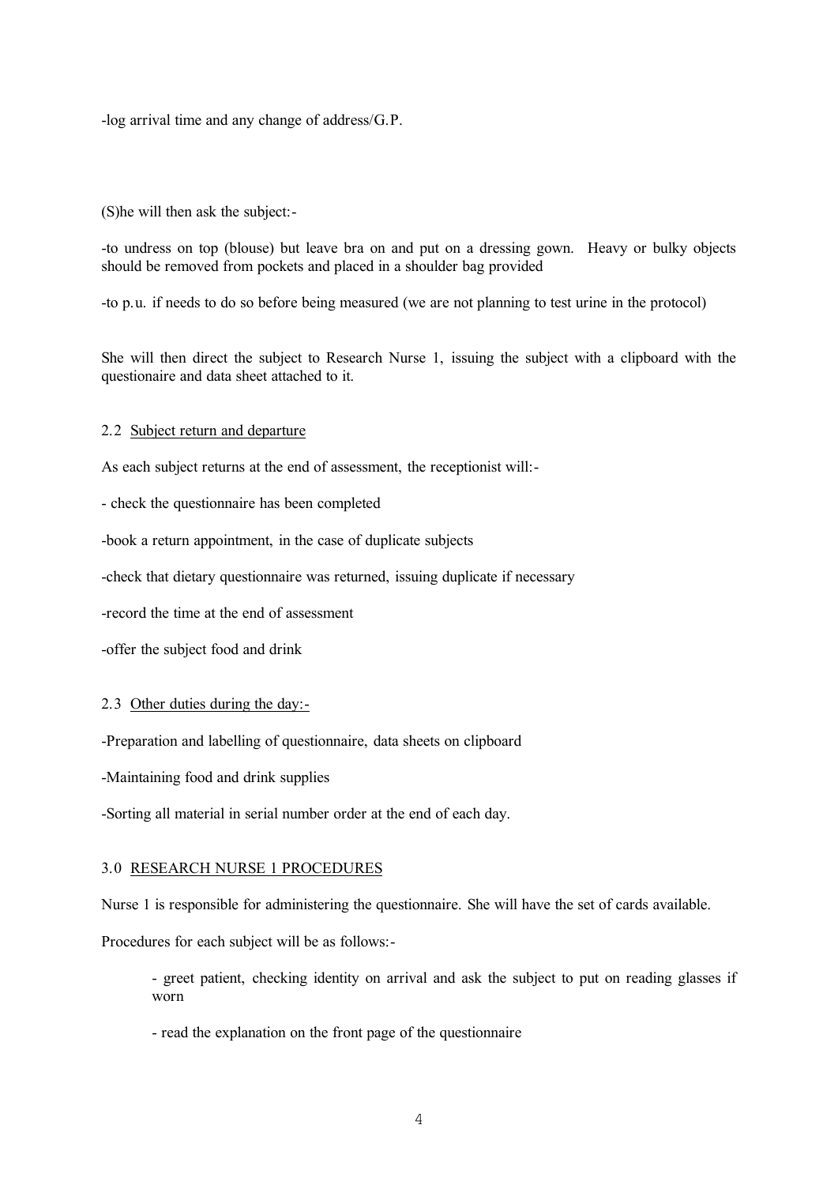-log arrival time and any change of address/G.P.

(S)he will then ask the subject:-

-to undress on top (blouse) but leave bra on and put on a dressing gown. Heavy or bulky objects should be removed from pockets and placed in a shoulder bag provided

-to p.u. if needs to do so before being measured (we are not planning to test urine in the protocol)

She will then direct the subject to Research Nurse 1, issuing the subject with a clipboard with the questionaire and data sheet attached to it.

2.2 <u>Subject return and departure</u>

As each subject returns at the end of assessment, the receptionist will:-

- check the questionnaire has been completed

-book a return appointment, in the case of duplicate subjects

-check that dietary questionnaire was returned, issuing duplicate if necessary

-record the time at the end of assessment

-offer the subject food and drink

2.3 <u>Other duties during the day:-</u>

-Preparation and labelling of questionnaire, data sheets on clipboard

-Maintaining food and drink supplies

-Sorting all material in serial number order at the end of each day.

3.0 <u>RESEARCH NURSE 1 PROCEDURES</u>

Nurse 1 is responsible for administering the questionnaire. She will have the set of cards available.

Procedures for each subject will be as follows:-

- greet patient, checking identity on arrival and ask the subject to put on reading glasses if worn

- read the explanation on the front page of the questionnaire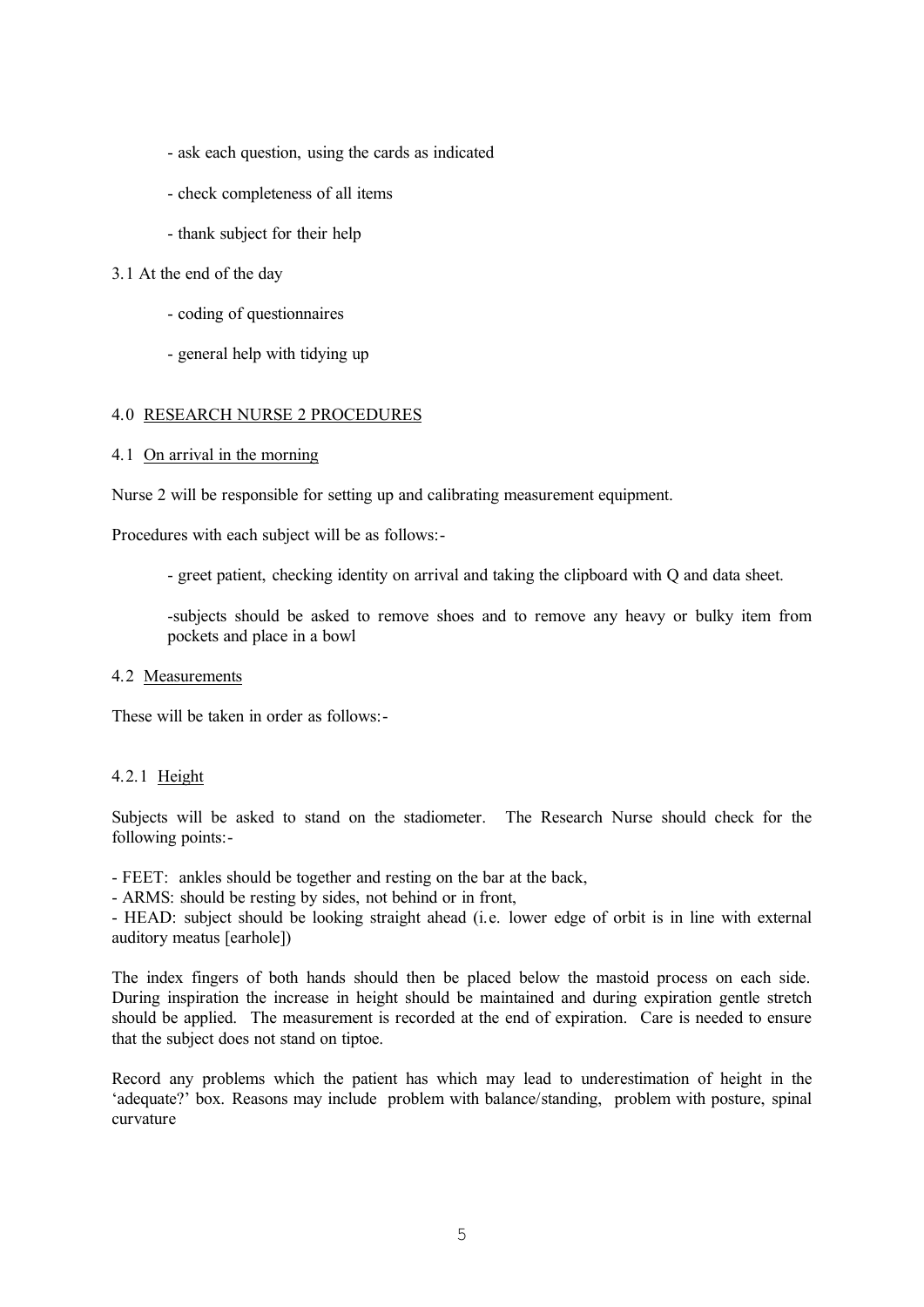- ask each question, using the cards as indicated

- check completeness of all items

- thank subject for their help

3.1 At the end of the day

- coding of questionnaires

- general help with tidying up

## 4.0 RESEARCH NURSE 2 PROCEDURES

### 4.1 On arrival in the morning

Nurse 2 will be responsible for setting up and calibrating measurement equipment.

Procedures with each subject will be as follows:-

- greet patient, checking identity on arrival and taking the clipboard with Q and data sheet.

- subjects should be asked to remove shoes and to remove any heavy or bulky item from pockets and place in a bowl

### 4.2 Measurements

These will be taken in order as follows:-

#### 4.2.1 Height

Subjects will be asked to stand on the stadiometer. The Research Nurse should check for the following points:-

- FEET: ankles should be together and resting on the bar at the back,
- ARMS: should be resting by sides, not behind or in front,
- HEAD: subject should be looking straight ahead (i.e. lower edge of orbit is in line with external auditory meatus [earhole])

The index fingers of both hands should then be placed below the mastoid process on each side. During inspiration the increase in height should be maintained and during expiration gentle stretch should be applied. The measurement is recorded at the end of expiration. Care is needed to ensure that the subject does not stand on tiptoe.

Record any problems which the patient has which may lead to underestimation of height in the 'adequate?' box. Reasons may include problem with balance/standing, problem with posture, spinal curvature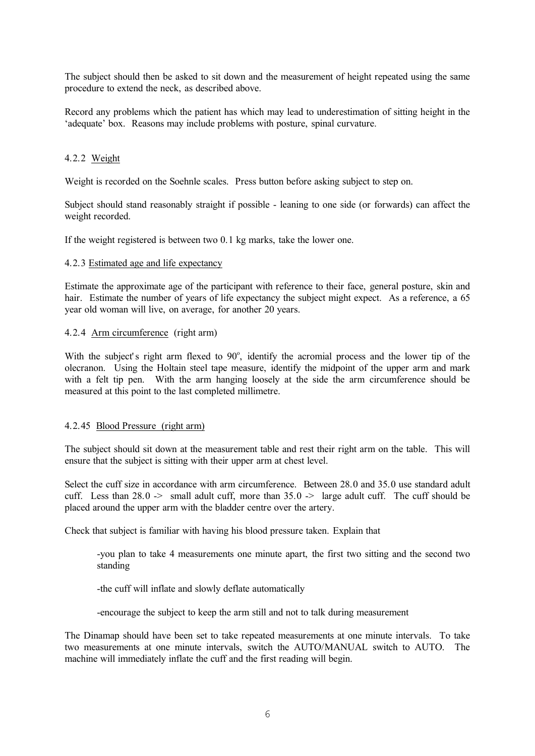The subject should then be asked to sit down and the measurement of height repeated using the same procedure to extend the neck, as described above.

Record any problems which the patient has which may lead to underestimation of sitting height in the 'adequate' box. Reasons may include problems with posture, spinal curvature.

#### 4.2.2 Weight

Weight is recorded on the Soehnle scales. Press button before asking subject to step on.

Subject should stand reasonably straight if possible - leaning to one side (or forwards) can affect the weight recorded.

If the weight registered is between two 0.1 kg marks, take the lower one.

#### 4.2.3 Estimated age and life expectancy

Estimate the approximate age of the participant with reference to their face, general posture, skin and hair. Estimate the number of years of life expectancy the subject might expect. As a reference, a 65 year old woman will live, on average, for another 20 years.

#### 4.2.4 Arm circumference (right arm)

With the subject's right arm flexed to $90^o$, identify the acromial process and the lower tip of the olecranon. Using the Holtain steel tape measure, identify the midpoint of the upper arm and mark with a felt tip pen. With the arm hanging loosely at the side the arm circumference should be measured at this point to the last completed millimetre.

#### 4.2.45 Blood Pressure (right arm)

The subject should sit down at the measurement table and rest their right arm on the table. This will ensure that the subject is sitting with their upper arm at chest level.

Select the cuff size in accordance with arm circumference. Between 28.0 and 35.0 use standard adult cuff. Less than 28.0 -> small adult cuff, more than 35.0 -> large adult cuff. The cuff should be placed around the upper arm with the bladder centre over the artery.

Check that subject is familiar with having his blood pressure taken. Explain that

-you plan to take 4 measurements one minute apart, the first two sitting and the second two standing

-the cuff will inflate and slowly deflate automatically

-encourage the subject to keep the arm still and not to talk during measurement

The Dinamap should have been set to take repeated measurements at one minute intervals. To take two measurements at one minute intervals, switch the AUTO/MANUAL switch to AUTO. The machine will immediately inflate the cuff and the first reading will begin.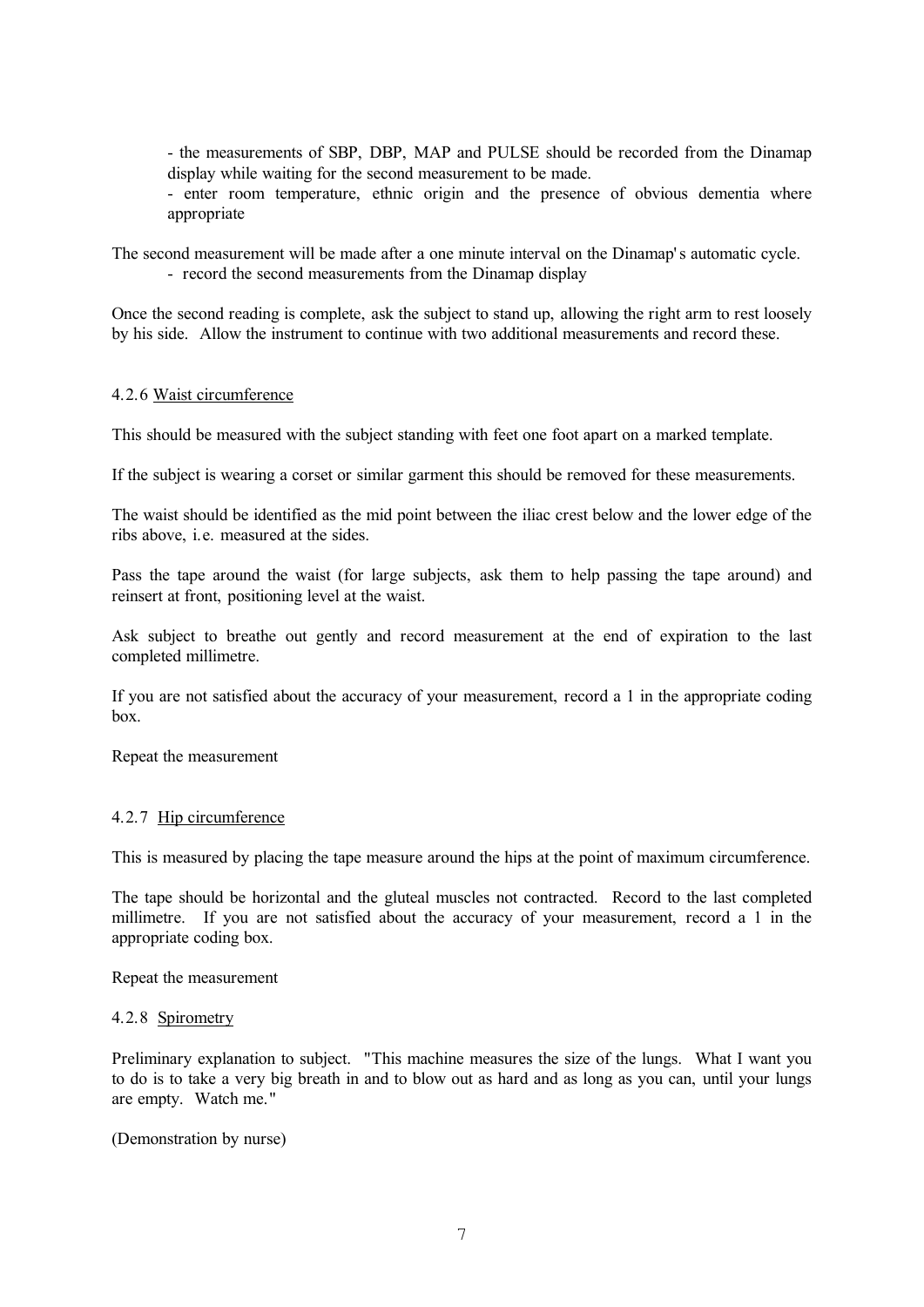- the measurements of SBP, DBP, MAP and PULSE should be recorded from the Dinamap display while waiting for the second measurement to be made.
- enter room temperature, ethnic origin and the presence of obvious dementia where appropriate

The second measurement will be made after a one minute interval on the Dinamap's automatic cycle.

- record the second measurements from the Dinamap display

Once the second reading is complete, ask the subject to stand up, allowing the right arm to rest loosely by his side. Allow the instrument to continue with two additional measurements and record these.

#### 4.2.6 Waist circumference

This should be measured with the subject standing with feet one foot apart on a marked template.

If the subject is wearing a corset or similar garment this should be removed for these measurements.

The waist should be identified as the mid point between the iliac crest below and the lower edge of the ribs above, i.e. measured at the sides.

Pass the tape around the waist (for large subjects, ask them to help passing the tape around) and reinsert at front, positioning level at the waist.

Ask subject to breathe out gently and record measurement at the end of expiration to the last completed millimetre.

If you are not satisfied about the accuracy of your measurement, record a 1 in the appropriate coding box.

Repeat the measurement

#### 4.2.7 Hip circumference

This is measured by placing the tape measure around the hips at the point of maximum circumference.

The tape should be horizontal and the gluteal muscles not contracted. Record to the last completed millimetre. If you are not satisfied about the accuracy of your measurement, record a 1 in the appropriate coding box.

Repeat the measurement

#### 4.2.8 Spirometry

Preliminary explanation to subject. "This machine measures the size of the lungs. What I want you to do is to take a very big breath in and to blow out as hard and as long as you can, until your lungs are empty. Watch me."

(Demonstration by nurse)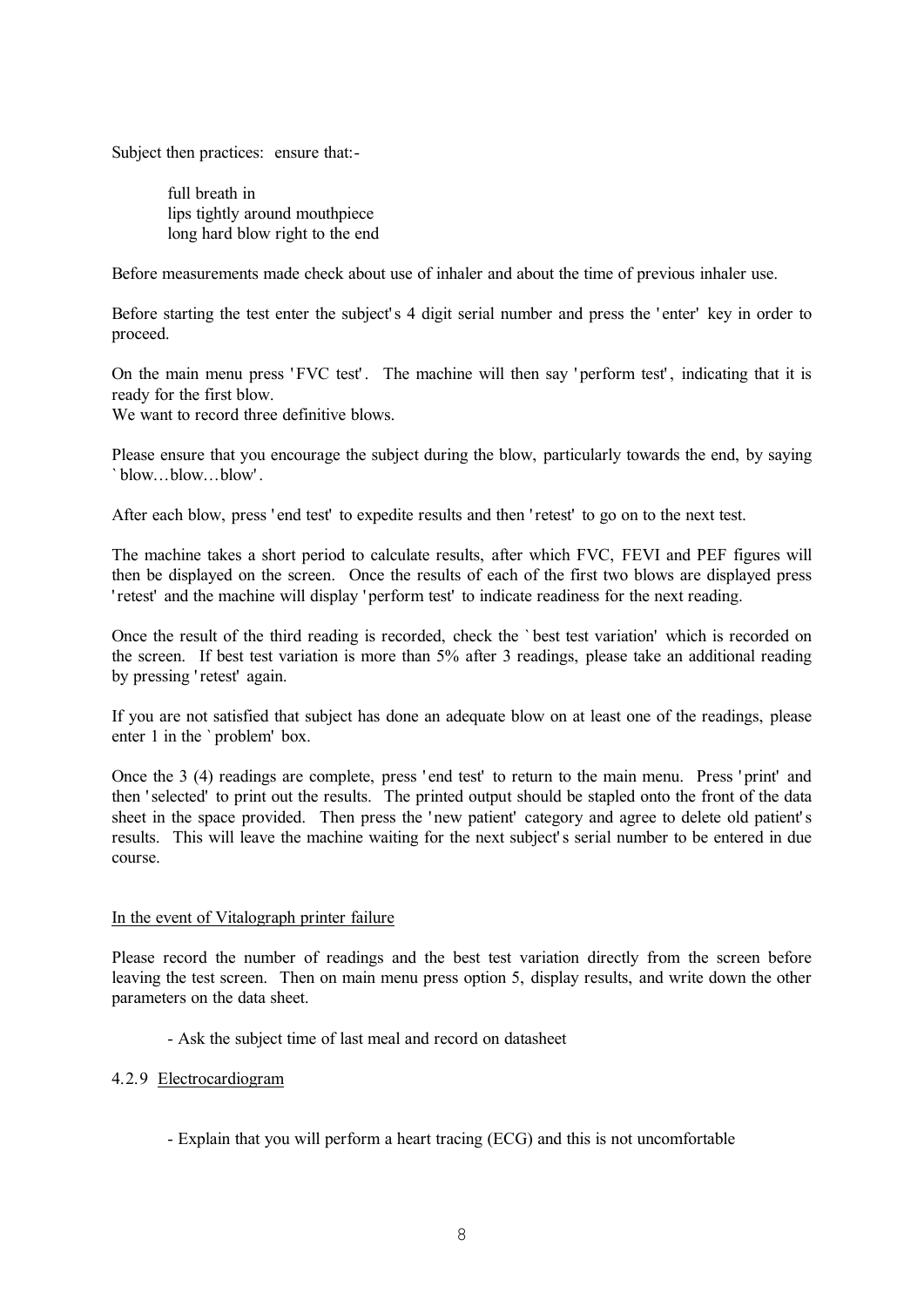Subject then practices: ensure that:-

full breath in
lips tightly around mouthpiece
long hard blow right to the end

Before measurements made check about use of inhaler and about the time of previous inhaler use.

Before starting the test enter the subject's 4 digit serial number and press the 'enter' key in order to proceed.

On the main menu press 'FVC test'. The machine will then say 'perform test', indicating that it is ready for the first blow.
We want to record three definitive blows.

Please ensure that you encourage the subject during the blow, particularly towards the end, by saying `blow…blow…blow'.

After each blow, press 'end test' to expedite results and then 'retest' to go on to the next test.

The machine takes a short period to calculate results, after which FVC, FEVI and PEF figures will then be displayed on the screen. Once the results of each of the first two blows are displayed press 'retest' and the machine will display 'perform test' to indicate readiness for the next reading.

Once the result of the third reading is recorded, check the `best test variation' which is recorded on the screen. If best test variation is more than 5% after 3 readings, please take an additional reading by pressing 'retest' again.

If you are not satisfied that subject has done an adequate blow on at least one of the readings, please enter 1 in the `problem' box.

Once the 3 (4) readings are complete, press 'end test' to return to the main menu. Press 'print' and then 'selected' to print out the results. The printed output should be stapled onto the front of the data sheet in the space provided. Then press the 'new patient' category and agree to delete old patient's results. This will leave the machine waiting for the next subject's serial number to be entered in due course.

<u>In the event of Vitalograph printer failure</u>

Please record the number of readings and the best test variation directly from the screen before leaving the test screen. Then on main menu press option 5, display results, and write down the other parameters on the data sheet.

- Ask the subject time of last meal and record on datasheet

### 4.2.9 <u>Electrocardiogram</u>

- Explain that you will perform a heart tracing (ECG) and this is not uncomfortable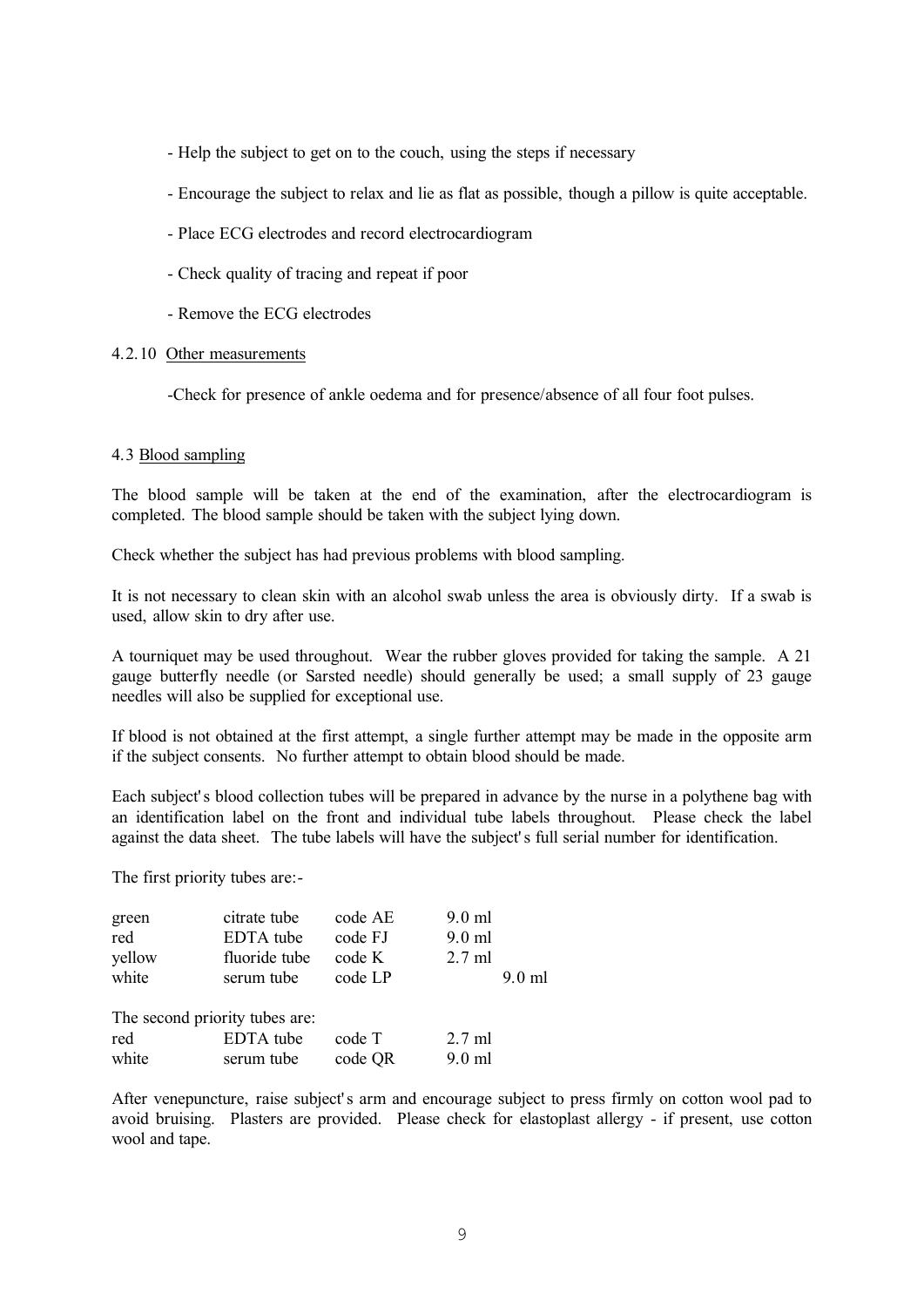- Help the subject to get on to the couch, using the steps if necessary

- Encourage the subject to relax and lie as flat as possible, though a pillow is quite acceptable.

- Place ECG electrodes and record electrocardiogram

- Check quality of tracing and repeat if poor

- Remove the ECG electrodes

4.2.10 Other measurements

-Check for presence of ankle oedema and for presence/absence of all four foot pulses.

4.3 Blood sampling

The blood sample will be taken at the end of the examination, after the electrocardiogram is completed. The blood sample should be taken with the subject lying down.

Check whether the subject has had previous problems with blood sampling.

It is not necessary to clean skin with an alcohol swab unless the area is obviously dirty. If a swab is used, allow skin to dry after use.

A tourniquet may be used throughout. Wear the rubber gloves provided for taking the sample. A 21 gauge butterfly needle (or Sarsted needle) should generally be used; a small supply of 23 gauge needles will also be supplied for exceptional use.

If blood is not obtained at the first attempt, a single further attempt may be made in the opposite arm if the subject consents. No further attempt to obtain blood should be made.

Each subject's blood collection tubes will be prepared in advance by the nurse in a polythene bag with an identification label on the front and individual tube labels throughout. Please check the label against the data sheet. The tube labels will have the subject's full serial number for identification.

The first priority tubes are:-

| | | | |
|---|---|---|---|
| green | citrate tube | code AE | 9.0 ml |
| red | EDTA tube | code FJ | 9.0 ml |
| yellow | fluoride tube | code K | 2.7 ml |
| white | serum tube | code LP | 9.0 ml |

The second priority tubes are:

| | | | |
|---|---|---|---|
| red | EDTA tube | code T | 2.7 ml |
| white | serum tube | code QR | 9.0 ml |

After venepuncture, raise subject's arm and encourage subject to press firmly on cotton wool pad to avoid bruising. Plasters are provided. Please check for elastoplast allergy - if present, use cotton wool and tape.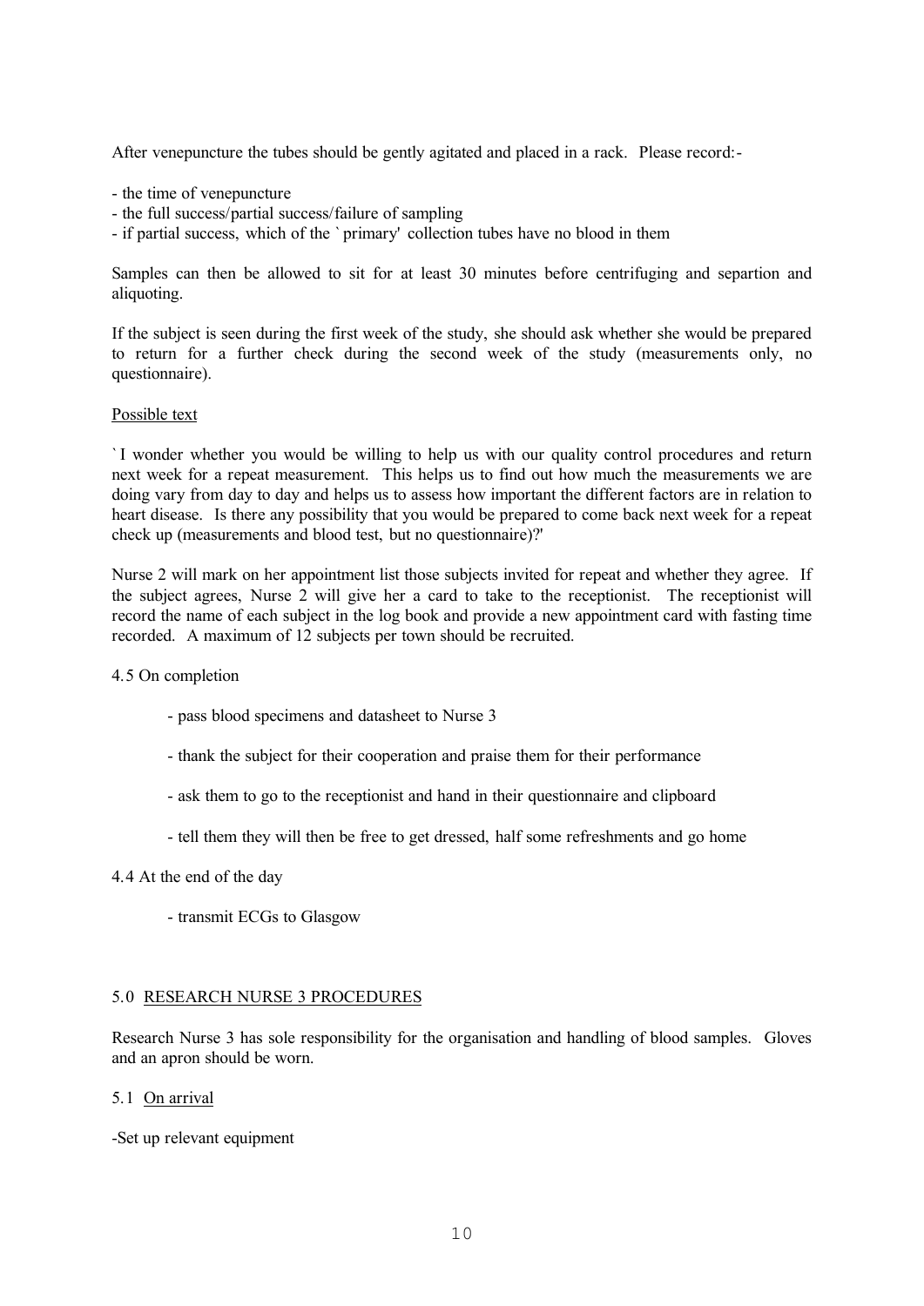After venepuncture the tubes should be gently agitated and placed in a rack. Please record:-

- the time of venepuncture
- the full success/partial success/failure of sampling
- if partial success, which of the `primary' collection tubes have no blood in them

Samples can then be allowed to sit for at least 30 minutes before centrifuging and separtion and aliquoting.

If the subject is seen during the first week of the study, she should ask whether she would be prepared to return for a further check during the second week of the study (measurements only, no questionnaire).

Possible text

`I wonder whether you would be willing to help us with our quality control procedures and return next week for a repeat measurement. This helps us to find out how much the measurements we are doing vary from day to day and helps us to assess how important the different factors are in relation to heart disease. Is there any possibility that you would be prepared to come back next week for a repeat check up (measurements and blood test, but no questionnaire)?'

Nurse 2 will mark on her appointment list those subjects invited for repeat and whether they agree. If the subject agrees, Nurse 2 will give her a card to take to the receptionist. The receptionist will record the name of each subject in the log book and provide a new appointment card with fasting time recorded. A maximum of 12 subjects per town should be recruited.

4.5 On completion

- pass blood specimens and datasheet to Nurse 3
- thank the subject for their cooperation and praise them for their performance
- ask them to go to the receptionist and hand in their questionnaire and clipboard
- tell them they will then be free to get dressed, half some refreshments and go home

4.4 At the end of the day

- transmit ECGs to Glasgow

## 5.0 RESEARCH NURSE 3 PROCEDURES

Research Nurse 3 has sole responsibility for the organisation and handling of blood samples. Gloves and an apron should be worn.

5.1 On arrival

-Set up relevant equipment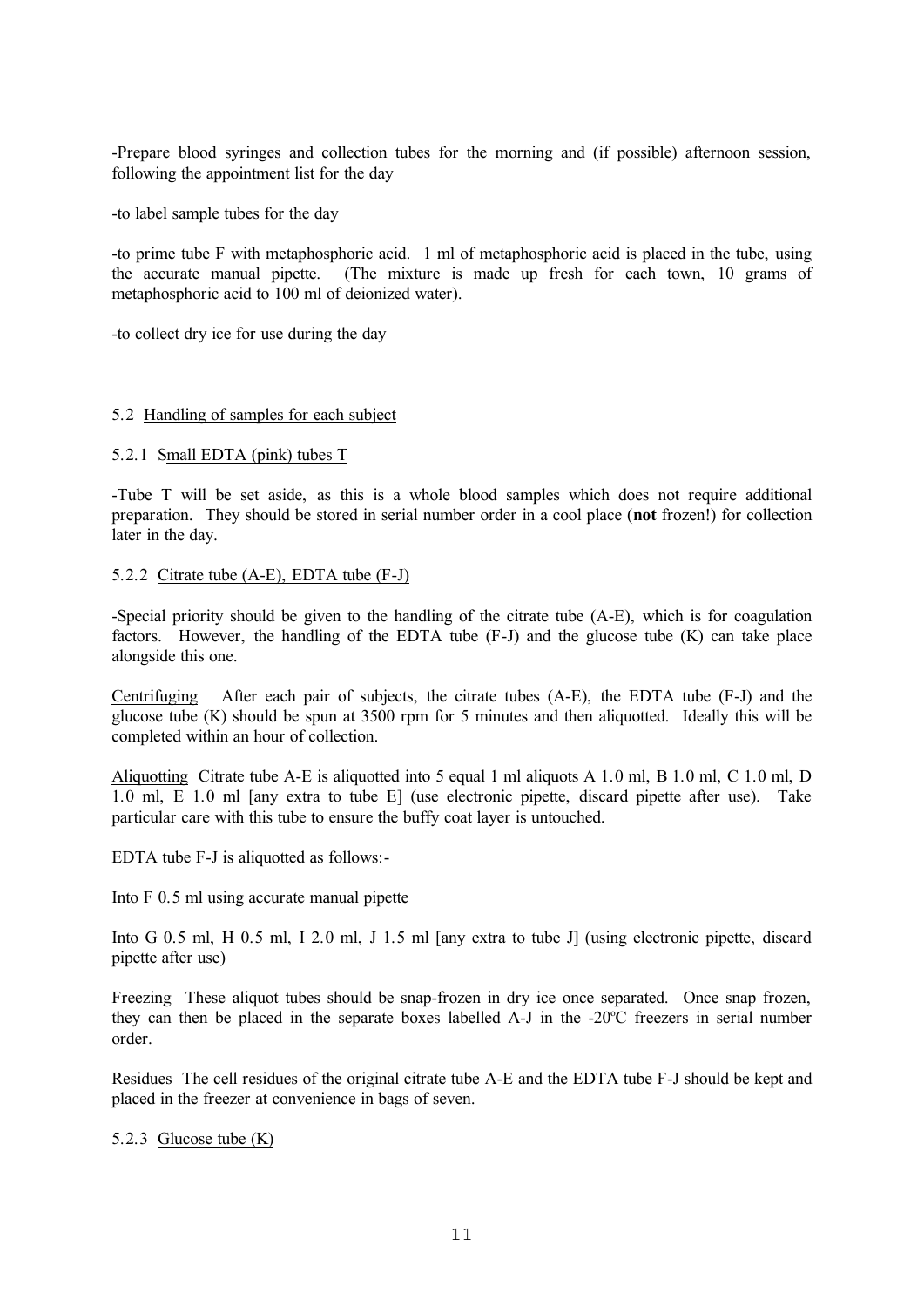-Prepare blood syringes and collection tubes for the morning and (if possible) afternoon session, following the appointment list for the day

-to label sample tubes for the day

-to prime tube F with metaphosphoric acid. 1 ml of metaphosphoric acid is placed in the tube, using the accurate manual pipette. (The mixture is made up fresh for each town, 10 grams of metaphosphoric acid to 100 ml of deionized water).

-to collect dry ice for use during the day

5.2 Handling of samples for each subject

5.2.1 Small EDTA (pink) tubes T

-Tube T will be set aside, as this is a whole blood samples which does not require additional preparation. They should be stored in serial number order in a cool place (**not** frozen!) for collection later in the day.

5.2.2 Citrate tube (A-E), EDTA tube (F-J)

-Special priority should be given to the handling of the citrate tube (A-E), which is for coagulation factors. However, the handling of the EDTA tube (F-J) and the glucose tube (K) can take place alongside this one.

Centrifuging After each pair of subjects, the citrate tubes (A-E), the EDTA tube (F-J) and the glucose tube (K) should be spun at 3500 rpm for 5 minutes and then aliquotted. Ideally this will be completed within an hour of collection.

Aliquotting Citrate tube A-E is aliquotted into 5 equal 1 ml aliquots A 1.0 ml, B 1.0 ml, C 1.0 ml, D 1.0 ml, E 1.0 ml [any extra to tube E] (use electronic pipette, discard pipette after use). Take particular care with this tube to ensure the buffy coat layer is untouched.

EDTA tube F-J is aliquotted as follows:-

Into F 0.5 ml using accurate manual pipette

Into G 0.5 ml, H 0.5 ml, I 2.0 ml, J 1.5 ml [any extra to tube J] (using electronic pipette, discard pipette after use)

Freezing These aliquot tubes should be snap-frozen in dry ice once separated. Once snap frozen, they can then be placed in the separate boxes labelled A-J in the -20ºC freezers in serial number order.

Residues The cell residues of the original citrate tube A-E and the EDTA tube F-J should be kept and placed in the freezer at convenience in bags of seven.

5.2.3 Glucose tube (K)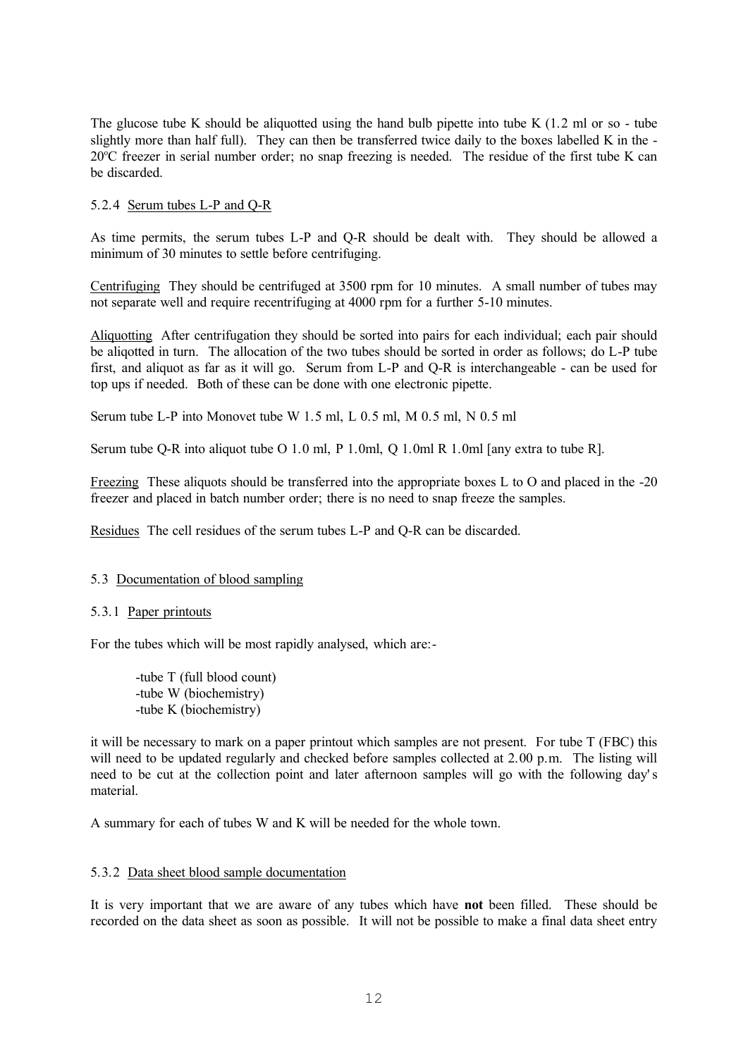The glucose tube K should be aliquotted using the hand bulb pipette into tube K (1.2 ml or so - tube slightly more than half full). They can then be transferred twice daily to the boxes labelled K in the -20ºC freezer in serial number order; no snap freezing is needed. The residue of the first tube K can be discarded.

5.2.4 Serum tubes L-P and Q-R

As time permits, the serum tubes L-P and Q-R should be dealt with. They should be allowed a minimum of 30 minutes to settle before centrifuging.

Centrifuging They should be centrifuged at 3500 rpm for 10 minutes. A small number of tubes may not separate well and require recentrifuging at 4000 rpm for a further 5-10 minutes.

Aliquotting After centrifugation they should be sorted into pairs for each individual; each pair should be aliqotted in turn. The allocation of the two tubes should be sorted in order as follows; do L-P tube first, and aliquot as far as it will go. Serum from L-P and Q-R is interchangeable - can be used for top ups if needed. Both of these can be done with one electronic pipette.

Serum tube L-P into Monovet tube W 1.5 ml, L 0.5 ml, M 0.5 ml, N 0.5 ml

Serum tube Q-R into aliquot tube O 1.0 ml, P 1.0ml, Q 1.0ml R 1.0ml [any extra to tube R].

Freezing These aliquots should be transferred into the appropriate boxes L to O and placed in the -20 freezer and placed in batch number order; there is no need to snap freeze the samples.

Residues The cell residues of the serum tubes L-P and Q-R can be discarded.

5.3 Documentation of blood sampling

5.3.1 Paper printouts

For the tubes which will be most rapidly analysed, which are:-

- tube T (full blood count)
- tube W (biochemistry)
- tube K (biochemistry)

it will be necessary to mark on a paper printout which samples are not present. For tube T (FBC) this will need to be updated regularly and checked before samples collected at 2.00 p.m. The listing will need to be cut at the collection point and later afternoon samples will go with the following day's material.

A summary for each of tubes W and K will be needed for the whole town.

5.3.2 Data sheet blood sample documentation

It is very important that we are aware of any tubes which have **not** been filled. These should be recorded on the data sheet as soon as possible. It will not be possible to make a final data sheet entry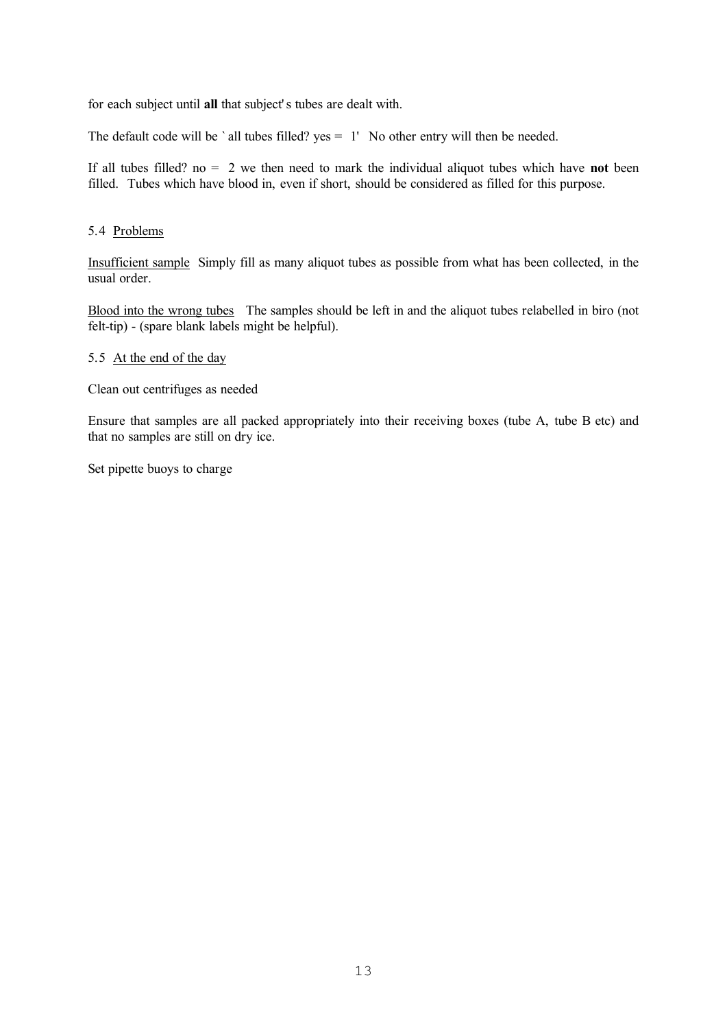for each subject until **all** that subject's tubes are dealt with.

The default code will be `all tubes filled? yes = 1' No other entry will then be needed.

If all tubes filled? no = 2 we then need to mark the individual aliquot tubes which have **not** been filled. Tubes which have blood in, even if short, should be considered as filled for this purpose.

5.4 <u>Problems</u>

<u>Insufficient sample</u> Simply fill as many aliquot tubes as possible from what has been collected, in the usual order.

<u>Blood into the wrong tubes</u> The samples should be left in and the aliquot tubes relabelled in biro (not felt-tip) - (spare blank labels might be helpful).

5.5 <u>At the end of the day</u>

Clean out centrifuges as needed

Ensure that samples are all packed appropriately into their receiving boxes (tube A, tube B etc) and that no samples are still on dry ice.

Set pipette buoys to charge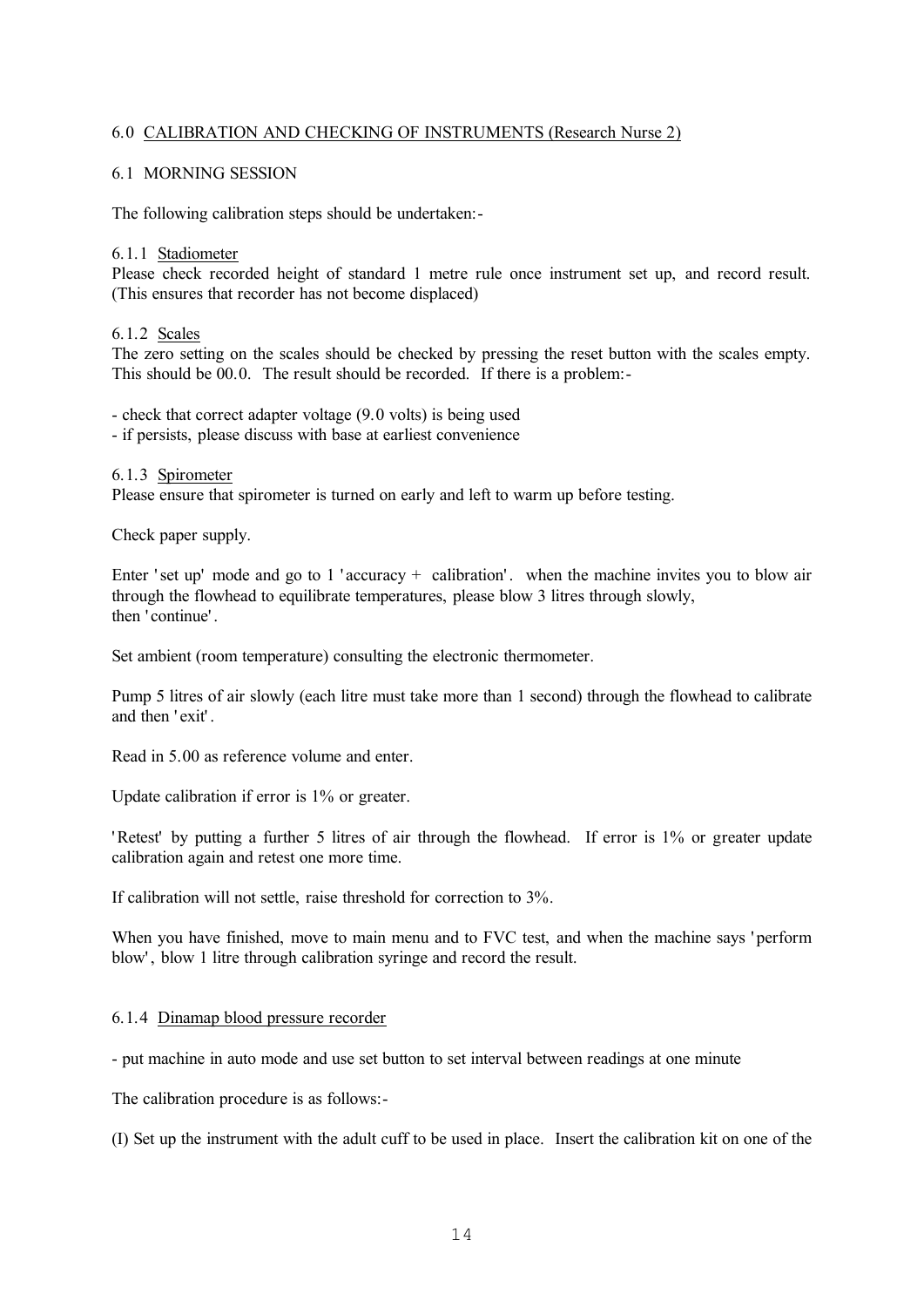## 6.0 CALIBRATION AND CHECKING OF INSTRUMENTS (Research Nurse 2)

### 6.1 MORNING SESSION

The following calibration steps should be undertaken:-

#### 6.1.1 Stadiometer

Please check recorded height of standard 1 metre rule once instrument set up, and record result. (This ensures that recorder has not become displaced)

#### 6.1.2 Scales

The zero setting on the scales should be checked by pressing the reset button with the scales empty. This should be 00.0. The result should be recorded. If there is a problem:-

- check that correct adapter voltage (9.0 volts) is being used
- if persists, please discuss with base at earliest convenience

#### 6.1.3 Spirometer

Please ensure that spirometer is turned on early and left to warm up before testing.

Check paper supply.

Enter 'set up' mode and go to 1 'accuracy + calibration'. when the machine invites you to blow air through the flowhead to equilibrate temperatures, please blow 3 litres through slowly, then 'continue'.

Set ambient (room temperature) consulting the electronic thermometer.

Pump 5 litres of air slowly (each litre must take more than 1 second) through the flowhead to calibrate and then 'exit'.

Read in 5.00 as reference volume and enter.

Update calibration if error is 1% or greater.

'Retest' by putting a further 5 litres of air through the flowhead. If error is 1% or greater update calibration again and retest one more time.

If calibration will not settle, raise threshold for correction to 3%.

When you have finished, move to main menu and to FVC test, and when the machine says 'perform blow', blow 1 litre through calibration syringe and record the result.

#### 6.1.4 Dinamap blood pressure recorder

- put machine in auto mode and use set button to set interval between readings at one minute

The calibration procedure is as follows:-

(I) Set up the instrument with the adult cuff to be used in place. Insert the calibration kit on one of the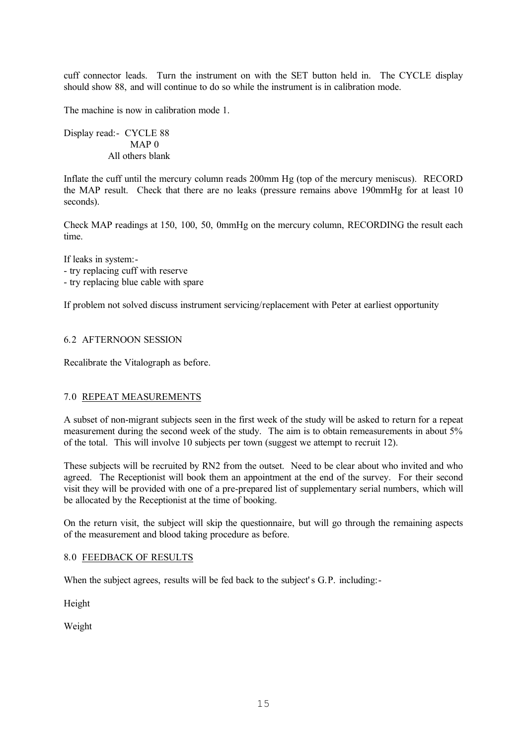cuff connector leads. Turn the instrument on with the SET button held in. The CYCLE display should show 88, and will continue to do so while the instrument is in calibration mode.

The machine is now in calibration mode 1.

Display read:- CYCLE 88
MAP 0
All others blank

Inflate the cuff until the mercury column reads 200mm Hg (top of the mercury meniscus). RECORD the MAP result. Check that there are no leaks (pressure remains above 190mmHg for at least 10 seconds).

Check MAP readings at 150, 100, 50, 0mmHg on the mercury column, RECORDING the result each time.

If leaks in system:-
- try replacing cuff with reserve
- try replacing blue cable with spare

If problem not solved discuss instrument servicing/replacement with Peter at earliest opportunity

### 6.2 AFTERNOON SESSION

Recalibrate the Vitalograph as before.

## 7.0 REPEAT MEASUREMENTS

A subset of non-migrant subjects seen in the first week of the study will be asked to return for a repeat measurement during the second week of the study. The aim is to obtain remeasurements in about 5% of the total. This will involve 10 subjects per town (suggest we attempt to recruit 12).

These subjects will be recruited by RN2 from the outset. Need to be clear about who invited and who agreed. The Receptionist will book them an appointment at the end of the survey. For their second visit they will be provided with one of a pre-prepared list of supplementary serial numbers, which will be allocated by the Receptionist at the time of booking.

On the return visit, the subject will skip the questionnaire, but will go through the remaining aspects of the measurement and blood taking procedure as before.

## 8.0 FEEDBACK OF RESULTS

When the subject agrees, results will be fed back to the subject's G.P. including:-

Height

Weight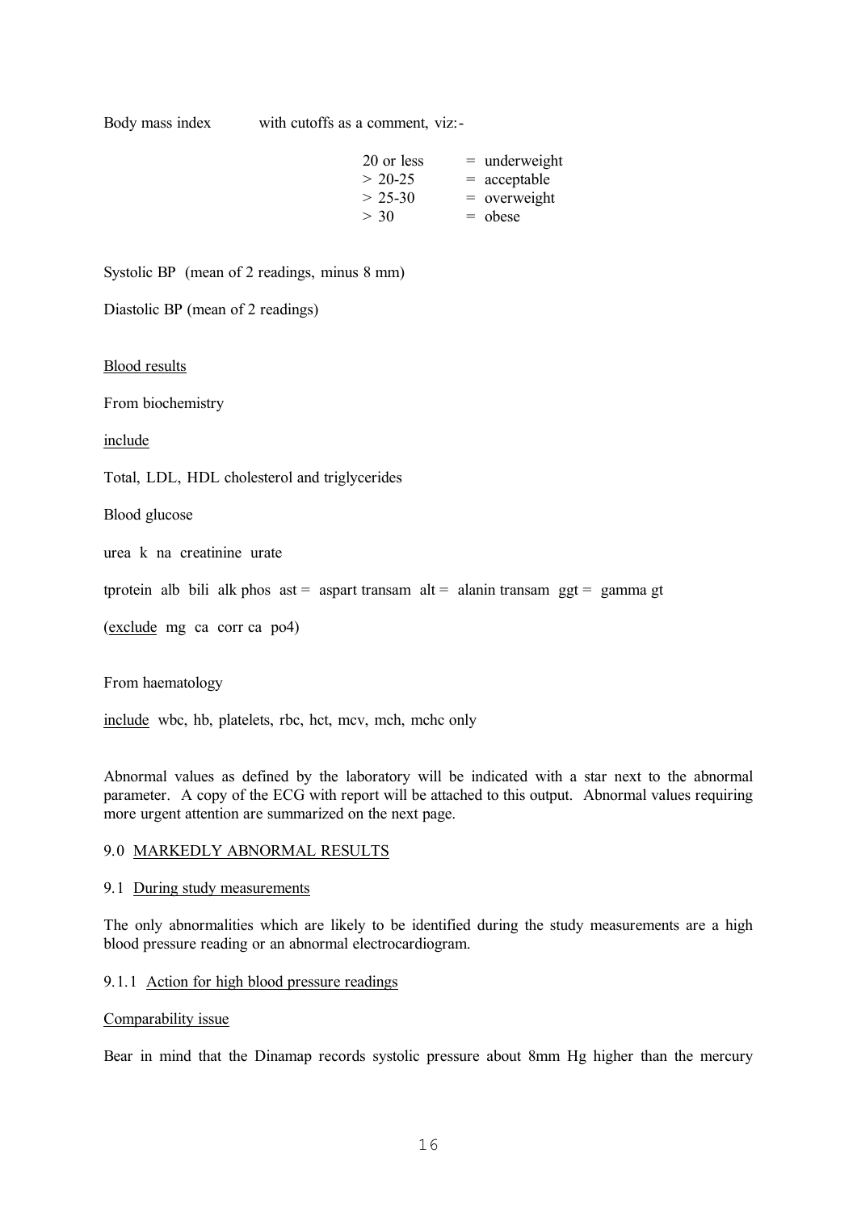Body mass index with cutoffs as a comment, viz:-

| | |
|---|---|
| 20 or less | = underweight |
| > 20-25 | = acceptable |
| > 25-30 | = overweight |
| > 30 | = obese |

Systolic BP (mean of 2 readings, minus 8 mm)

Diastolic BP (mean of 2 readings)

Blood results

From biochemistry

include

Total, LDL, HDL cholesterol and triglycerides

Blood glucose

urea k na creatinine urate

tprotein alb bili alk phos ast = aspart transam alt = alanin transam ggt = gamma gt

(exclude mg ca corr ca po4)

From haematology

include wbc, hb, platelets, rbc, hct, mcv, mch, mchc only

Abnormal values as defined by the laboratory will be indicated with a star next to the abnormal parameter. A copy of the ECG with report will be attached to this output. Abnormal values requiring more urgent attention are summarized on the next page.

## 9.0 MARKEDLY ABNORMAL RESULTS

### 9.1 During study measurements

The only abnormalities which are likely to be identified during the study measurements are a high blood pressure reading or an abnormal electrocardiogram.

#### 9.1.1 Action for high blood pressure readings

Comparability issue

Bear in mind that the Dinamap records systolic pressure about 8mm Hg higher than the mercury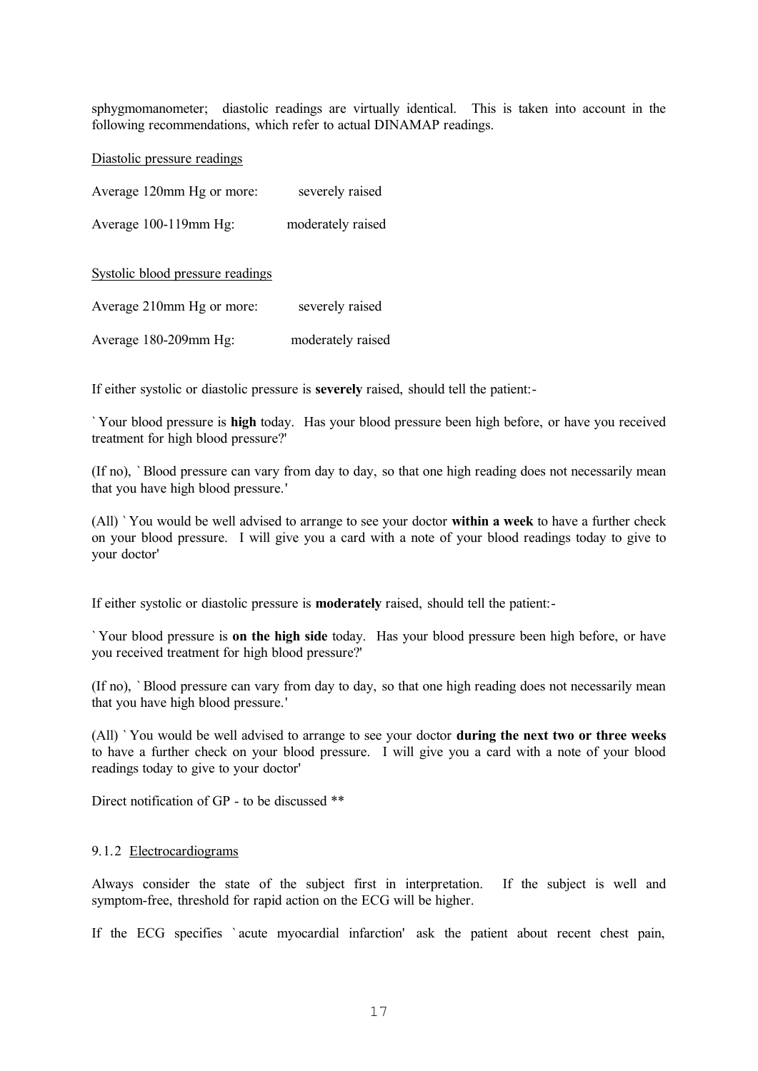sphygmomanometer; diastolic readings are virtually identical. This is taken into account in the following recommendations, which refer to actual DINAMAP readings.

Diastolic pressure readings

| | |
|---|---|
| Average 120mm Hg or more: | severely raised |
| Average 100-119mm Hg: | moderately raised |

Systolic blood pressure readings

| | |
|---|---|
| Average 210mm Hg or more: | severely raised |
| Average 180-209mm Hg: | moderately raised |

If either systolic or diastolic pressure is **severely** raised, should tell the patient:-

`Your blood pressure is **high** today. Has your blood pressure been high before, or have you received treatment for high blood pressure?'

(If no), `Blood pressure can vary from day to day, so that one high reading does not necessarily mean that you have high blood pressure.'

(All) `You would be well advised to arrange to see your doctor **within a week** to have a further check on your blood pressure. I will give you a card with a note of your blood readings today to give to your doctor'

If either systolic or diastolic pressure is **moderately** raised, should tell the patient:-

`Your blood pressure is **on the high side** today. Has your blood pressure been high before, or have you received treatment for high blood pressure?'

(If no), `Blood pressure can vary from day to day, so that one high reading does not necessarily mean that you have high blood pressure.'

(All) `You would be well advised to arrange to see your doctor **during the next two or three weeks** to have a further check on your blood pressure. I will give you a card with a note of your blood readings today to give to your doctor'

Direct notification of GP - to be discussed **

### 9.1.2 Electrocardiograms

Always consider the state of the subject first in interpretation. If the subject is well and symptom-free, threshold for rapid action on the ECG will be higher.

If the ECG specifies `acute myocardial infarction' ask the patient about recent chest pain,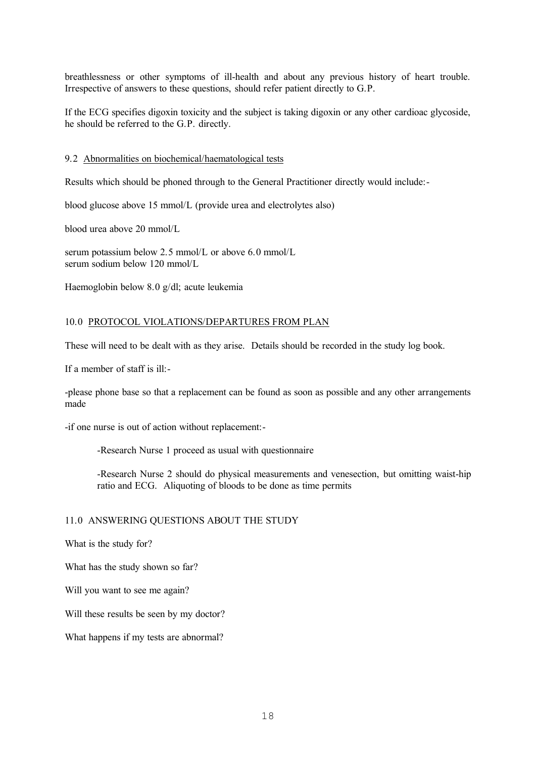breathlessness or other symptoms of ill-health and about any previous history of heart trouble. Irrespective of answers to these questions, should refer patient directly to G.P.

If the ECG specifies digoxin toxicity and the subject is taking digoxin or any other cardioac glycoside, he should be referred to the G.P. directly.

### 9.2 Abnormalities on biochemical/haematological tests

Results which should be phoned through to the General Practitioner directly would include:-

blood glucose above 15 mmol/L (provide urea and electrolytes also)

blood urea above 20 mmol/L

serum potassium below 2.5 mmol/L or above 6.0 mmol/L
serum sodium below 120 mmol/L

Haemoglobin below 8.0 g/dl; acute leukemia

## 10.0 PROTOCOL VIOLATIONS/DEPARTURES FROM PLAN

These will need to be dealt with as they arise. Details should be recorded in the study log book.

If a member of staff is ill:-

-please phone base so that a replacement can be found as soon as possible and any other arrangements made

-if one nurse is out of action without replacement:-

> -Research Nurse 1 proceed as usual with questionnaire
>
> -Research Nurse 2 should do physical measurements and venesection, but omitting waist-hip ratio and ECG. Aliquoting of bloods to be done as time permits

## 11.0 ANSWERING QUESTIONS ABOUT THE STUDY

What is the study for?

What has the study shown so far?

Will you want to see me again?

Will these results be seen by my doctor?

What happens if my tests are abnormal?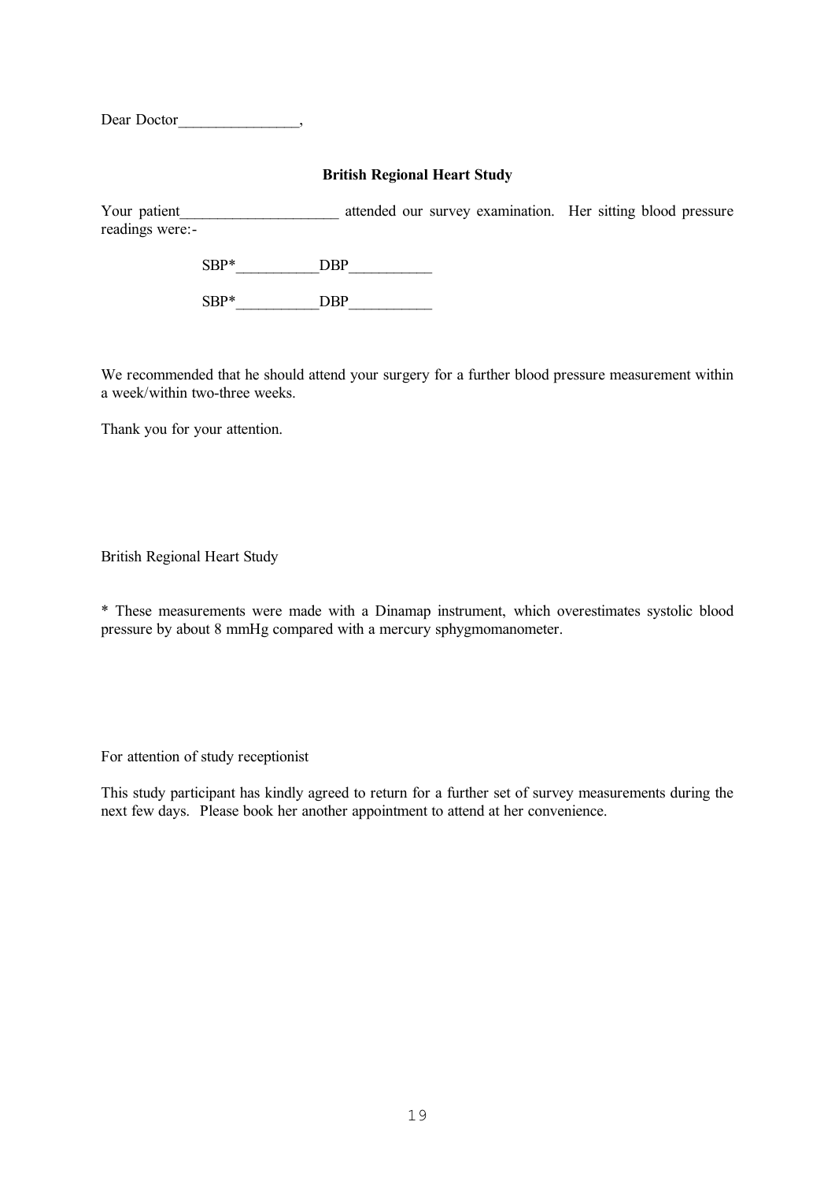Dear Doctor________________,

**British Regional Heart Study**

Your patient_____________________ attended our survey examination. Her sitting blood pressure readings were:-

SBP*___________DBP___________

SBP*___________DBP___________

We recommended that he should attend your surgery for a further blood pressure measurement within a week/within two-three weeks.

Thank you for your attention.

British Regional Heart Study

* These measurements were made with a Dinamap instrument, which overestimates systolic blood pressure by about 8 mmHg compared with a mercury sphygmomanometer.

For attention of study receptionist

This study participant has kindly agreed to return for a further set of survey measurements during the next few days. Please book her another appointment to attend at her convenience.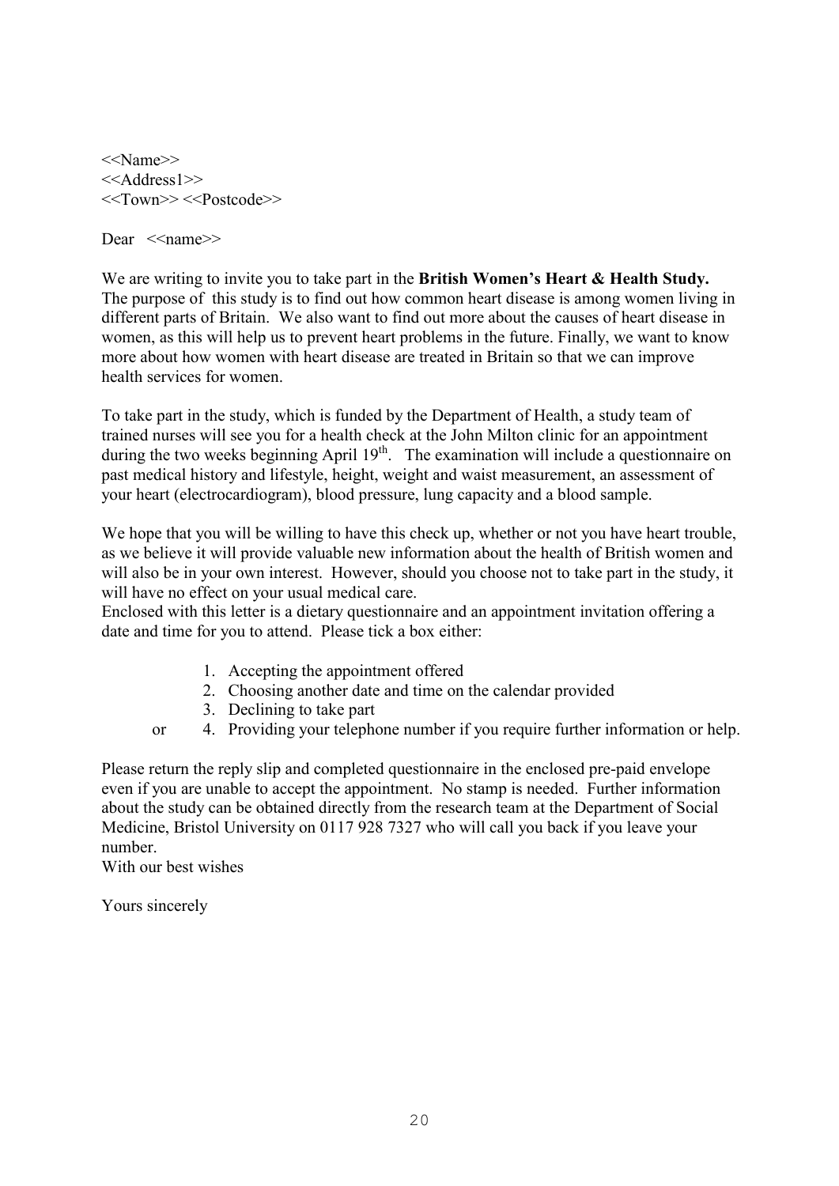<<Name>>
<<Address1>>
<<Town>> <<Postcode>>

Dear <<name>>

We are writing to invite you to take part in the **British Women's Heart & Health Study.** The purpose of this study is to find out how common heart disease is among women living in different parts of Britain. We also want to find out more about the causes of heart disease in women, as this will help us to prevent heart problems in the future. Finally, we want to know more about how women with heart disease are treated in Britain so that we can improve health services for women.

To take part in the study, which is funded by the Department of Health, a study team of trained nurses will see you for a health check at the John Milton clinic for an appointment during the two weeks beginning April 19th. The examination will include a questionnaire on past medical history and lifestyle, height, weight and waist measurement, an assessment of your heart (electrocardiogram), blood pressure, lung capacity and a blood sample.

We hope that you will be willing to have this check up, whether or not you have heart trouble, as we believe it will provide valuable new information about the health of British women and will also be in your own interest. However, should you choose not to take part in the study, it will have no effect on your usual medical care.

Enclosed with this letter is a dietary questionnaire and an appointment invitation offering a date and time for you to attend. Please tick a box either:

1. Accepting the appointment offered
2. Choosing another date and time on the calendar provided
3. Declining to take part

or 4. Providing your telephone number if you require further information or help.

Please return the reply slip and completed questionnaire in the enclosed pre-paid envelope even if you are unable to accept the appointment. No stamp is needed. Further information about the study can be obtained directly from the research team at the Department of Social Medicine, Bristol University on 0117 928 7327 who will call you back if you leave your number.

With our best wishes

Yours sincerely